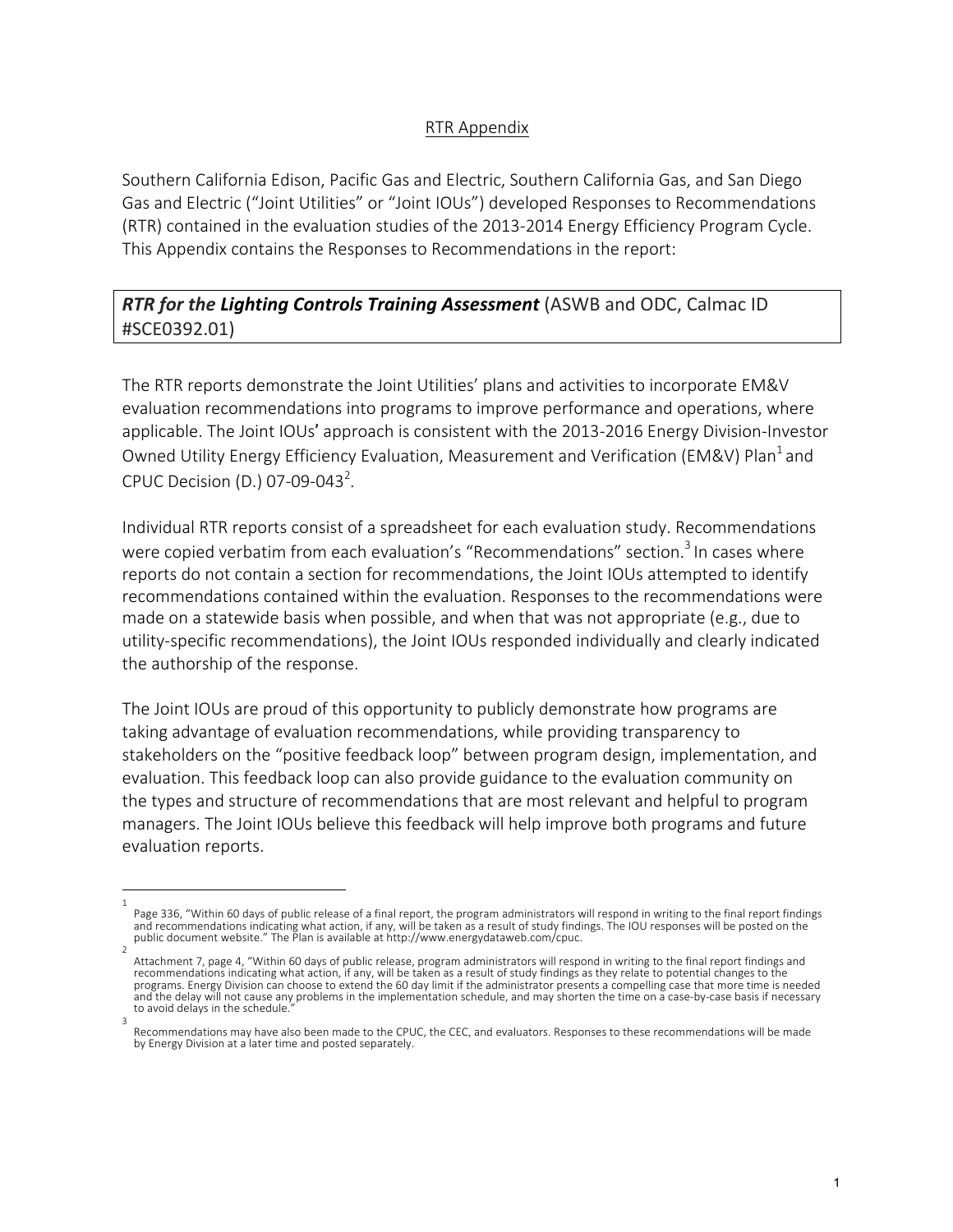RTR Appendix

Southern California Edison, Pacific Gas and Electric, Southern California Gas, and San Diego Gas and Electric ("Joint Utilities" or "Joint IOUs") developed Responses to Recommendations (RTR) contained in the evaluation studies of the 2013-2014 Energy Efficiency Program Cycle. This Appendix contains the Responses to Recommendations in the report:

***RTR for the Lighting Controls Training Assessment*** (ASWB and ODC, Calmac ID #SCE0392.01)

The RTR reports demonstrate the Joint Utilities' plans and activities to incorporate EM&V evaluation recommendations into programs to improve performance and operations, where applicable. The Joint IOUs' approach is consistent with the 2013-2016 Energy Division-Investor Owned Utility Energy Efficiency Evaluation, Measurement and Verification (EM&V) Plan[1] and CPUC Decision (D.) 07-09-043[2].

Individual RTR reports consist of a spreadsheet for each evaluation study. Recommendations were copied verbatim from each evaluation's "Recommendations" section.[3] In cases where reports do not contain a section for recommendations, the Joint IOUs attempted to identify recommendations contained within the evaluation. Responses to the recommendations were made on a statewide basis when possible, and when that was not appropriate (e.g., due to utility-specific recommendations), the Joint IOUs responded individually and clearly indicated the authorship of the response.

The Joint IOUs are proud of this opportunity to publicly demonstrate how programs are taking advantage of evaluation recommendations, while providing transparency to stakeholders on the "positive feedback loop" between program design, implementation, and evaluation. This feedback loop can also provide guidance to the evaluation community on the types and structure of recommendations that are most relevant and helpful to program managers. The Joint IOUs believe this feedback will help improve both programs and future evaluation reports.

---

[1] Page 336, "Within 60 days of public release of a final report, the program administrators will respond in writing to the final report findings and recommendations indicating what action, if any, will be taken as a result of study findings. The IOU responses will be posted on the public document website." The Plan is available at http://www.energydataweb.com/cpuc.

[2] Attachment 7, page 4, "Within 60 days of public release, program administrators will respond in writing to the final report findings and recommendations indicating what action, if any, will be taken as a result of study findings as they relate to potential changes to the programs. Energy Division can choose to extend the 60 day limit if the administrator presents a compelling case that more time is needed and the delay will not cause any problems in the implementation schedule, and may shorten the time on a case-by-case basis if necessary to avoid delays in the schedule."

[3] Recommendations may have also been made to the CPUC, the CEC, and evaluators. Responses to these recommendations will be made by Energy Division at a later time and posted separately.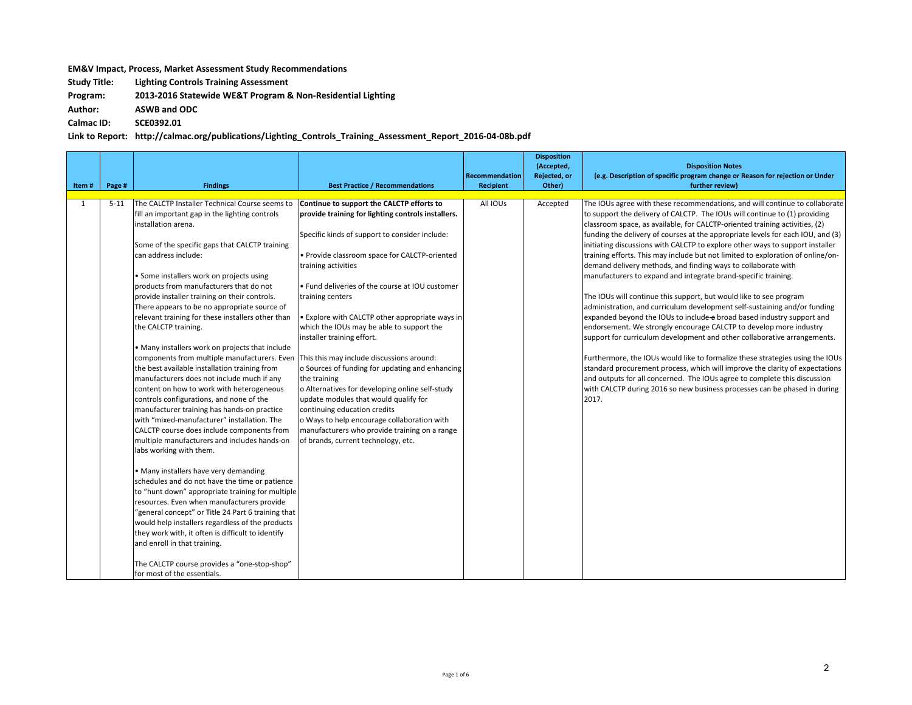**EM&V Impact, Process, Market Assessment Study Recommendations**

**Study Title:** **Lighting Controls Training Assessment**

**Program:** **2013-2016 Statewide WE&T Program & Non-Residential Lighting**

**Author:** **ASWB and ODC**

**Calmac ID:** **SCE0392.01**

**Link to Report:** **http://calmac.org/publications/Lighting_Controls_Training_Assessment_Report_2016-04-08b.pdf**

| Item # | Page # | Findings | Best Practice / Recommendations | Recommendation Recipient | Disposition (Accepted, Rejected, or Other) | Disposition Notes (e.g. Description of specific program change or Reason for rejection or Under further review) |
|---|---|---|---|---|---|---|
| 1 | 5-11 | The CALCTP Installer Technical Course seems to fill an important gap in the lighting controls installation arena.<br><br>Some of the specific gaps that CALCTP training can address include:<br><br>• Some installers work on projects using products from manufacturers that do not provide installer training on their controls. There appears to be no appropriate source of relevant training for these installers other than the CALCTP training.<br><br>• Many installers work on projects that include components from multiple manufacturers. Even the best available installation training from manufacturers does not include much if any content on how to work with heterogeneous controls configurations, and none of the manufacturer training has hands-on practice with "mixed-manufacturer" installation. The CALCTP course does include components from multiple manufacturers and includes hands-on labs working with them.<br><br>• Many installers have very demanding schedules and do not have the time or patience to "hunt down" appropriate training for multiple resources. Even when manufacturers provide "general concept" or Title 24 Part 6 training that would help installers regardless of the products they work with, it often is difficult to identify and enroll in that training.<br><br>The CALCTP course provides a "one-stop-shop" for most of the essentials. | **Continue to support the CALCTP efforts to provide training for lighting controls installers.**<br><br>Specific kinds of support to consider include:<br><br>• Provide classroom space for CALCTP-oriented training activities<br><br>• Fund deliveries of the course at IOU customer training centers<br><br>• Explore with CALCTP other appropriate ways in which the IOUs may be able to support the installer training effort.<br><br>This this may include discussions around:<br>o Sources of funding for updating and enhancing the training<br>o Alternatives for developing online self-study update modules that would qualify for continuing education credits<br>o Ways to help encourage collaboration with manufacturers who provide training on a range of brands, current technology, etc. | All IOUs | Accepted | The IOUs agree with these recommendations, and will continue to collaborate to support the delivery of CALCTP. The IOUs will continue to (1) providing classroom space, as available, for CALCTP-oriented training activities, (2) funding the delivery of courses at the appropriate levels for each IOU, and (3) initiating discussions with CALCTP to explore other ways to support installer training efforts. This may include but not limited to exploration of online/on-demand delivery methods, and finding ways to collaborate with manufacturers to expand and integrate brand-specific training.<br><br>The IOUs will continue this support, but would like to see program administration, and curriculum development self-sustaining and/or funding expanded beyond the IOUs to include ~~a~~ broad based industry support and endorsement. We strongly encourage CALCTP to develop more industry support for curriculum development and other collaborative arrangements.<br><br>Furthermore, the IOUs would like to formalize these strategies using the IOUs standard procurement process, which will improve the clarity of expectations and outputs for all concerned. The IOUs agree to complete this discussion with CALCTP during 2016 so new business processes can be phased in during 2017. |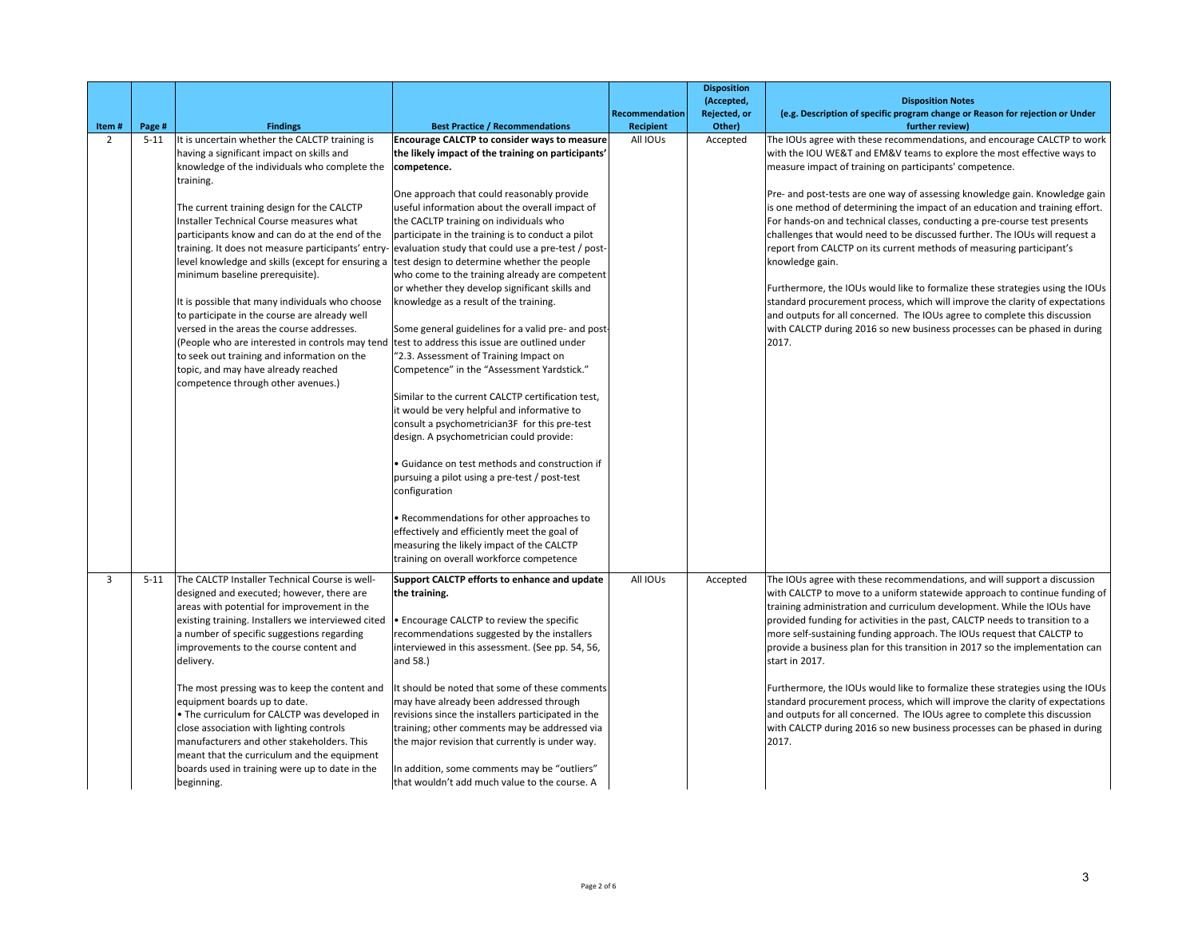| Item # | Page # | Findings | Best Practice / Recommendations | Recommendation Recipient | Disposition (Accepted, Rejected, or Other) | Disposition Notes (e.g. Description of specific program change or Reason for rejection or Under further review) |
|---|---|---|---|---|---|---|
| 2 | 5-11 | It is uncertain whether the CALCTP training is having a significant impact on skills and knowledge of the individuals who complete the training.<br><br>The current training design for the CALCTP Installer Technical Course measures what participants know and can do at the end of the training. It does not measure participants' entry-level knowledge and skills (except for ensuring a minimum baseline prerequisite).<br><br>It is possible that many individuals who choose to participate in the course are already well versed in the areas the course addresses. (People who are interested in controls may tend to seek out training and information on the topic, and may have already reached competence through other avenues.) | **Encourage CALCTP to consider ways to measure the likely impact of the training on participants' competence.**<br><br>One approach that could reasonably provide useful information about the overall impact of the CACLTP training on individuals who participate in the training is to conduct a pilot evaluation study that could use a pre-test / post-test design to determine whether the people who come to the training already are competent or whether they develop significant skills and knowledge as a result of the training.<br><br>Some general guidelines for a valid pre- and post-test to address this issue are outlined under "2.3. Assessment of Training Impact on Competence" in the "Assessment Yardstick."<br><br>Similar to the current CALCTP certification test, it would be very helpful and informative to consult a psychometrician3F for this pre-test design. A psychometrician could provide:<br><br>• Guidance on test methods and construction if pursuing a pilot using a pre-test / post-test configuration<br><br>• Recommendations for other approaches to effectively and efficiently meet the goal of measuring the likely impact of the CALCTP training on overall workforce competence | All IOUs | Accepted | The IOUs agree with these recommendations, and encourage CALCTP to work with the IOU WE&T and EM&V teams to explore the most effective ways to measure impact of training on participants' competence.<br><br>Pre- and post-tests are one way of assessing knowledge gain. Knowledge gain is one method of determining the impact of an education and training effort. For hands-on and technical classes, conducting a pre-course test presents challenges that would need to be discussed further. The IOUs will request a report from CALCTP on its current methods of measuring participant's knowledge gain.<br><br>Furthermore, the IOUs would like to formalize these strategies using the IOUs standard procurement process, which will improve the clarity of expectations and outputs for all concerned. The IOUs agree to complete this discussion with CALCTP during 2016 so new business processes can be phased in during 2017. |
| 3 | 5-11 | The CALCTP Installer Technical Course is well-designed and executed; however, there are areas with potential for improvement in the existing training. Installers we interviewed cited a number of specific suggestions regarding improvements to the course content and delivery.<br><br>The most pressing was to keep the content and equipment boards up to date.<br>• The curriculum for CALCTP was developed in close association with lighting controls manufacturers and other stakeholders. This meant that the curriculum and the equipment boards used in training were up to date in the beginning. | **Support CALCTP efforts to enhance and update the training.**<br><br>• Encourage CALCTP to review the specific recommendations suggested by the installers interviewed in this assessment. (See pp. 54, 56, and 58.)<br><br>It should be noted that some of these comments may have already been addressed through revisions since the installers participated in the training; other comments may be addressed via the major revision that currently is under way.<br><br>In addition, some comments may be "outliers" that wouldn't add much value to the course. A | All IOUs | Accepted | The IOUs agree with these recommendations, and will support a discussion with CALCTP to move to a uniform statewide approach to continue funding of training administration and curriculum development. While the IOUs have provided funding for activities in the past, CALCTP needs to transition to a more self-sustaining funding approach. The IOUs request that CALCTP to provide a business plan for this transition in 2017 so the implementation can start in 2017.<br><br>Furthermore, the IOUs would like to formalize these strategies using the IOUs standard procurement process, which will improve the clarity of expectations and outputs for all concerned. The IOUs agree to complete this discussion with CALCTP during 2016 so new business processes can be phased in during 2017. |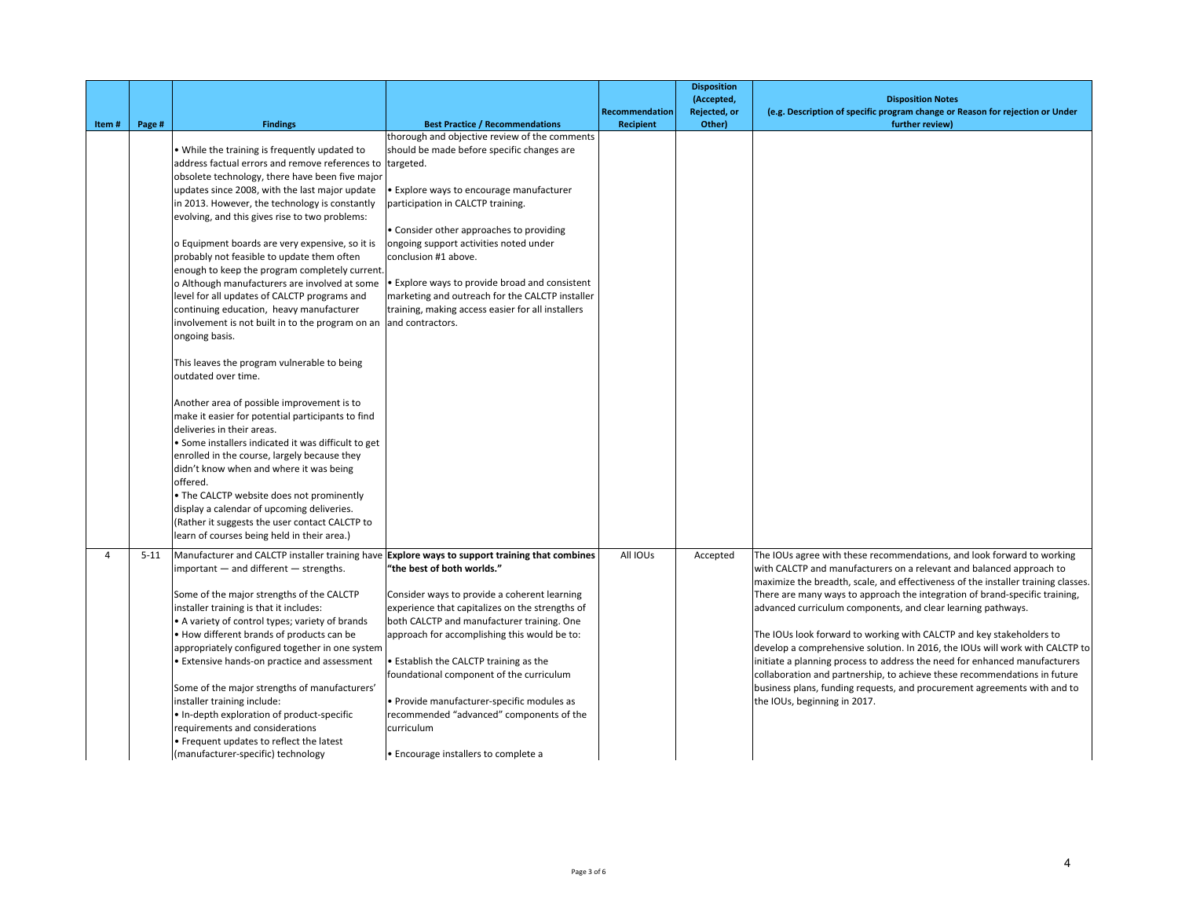| Item # | Page # | Findings | Best Practice / Recommendations | Recommendation Recipient | Disposition (Accepted, Rejected, or Other) | Disposition Notes (e.g. Description of specific program change or Reason for rejection or Under further review) |
|---|---|---|---|---|---|---|
| | | • While the training is frequently updated to address factual errors and remove references to obsolete technology, there have been five major updates since 2008, with the last major update in 2013. However, the technology is constantly evolving, and this gives rise to two problems:<br><br>o Equipment boards are very expensive, so it is probably not feasible to update them often enough to keep the program completely current.<br>o Although manufacturers are involved at some level for all updates of CALCTP programs and continuing education, heavy manufacturer involvement is not built in to the program on an ongoing basis.<br><br>This leaves the program vulnerable to being outdated over time.<br><br>Another area of possible improvement is to make it easier for potential participants to find deliveries in their areas.<br>• Some installers indicated it was difficult to get enrolled in the course, largely because they didn't know when and where it was being offered.<br>• The CALCTP website does not prominently display a calendar of upcoming deliveries. (Rather it suggests the user contact CALCTP to learn of courses being held in their area.) | thorough and objective review of the comments should be made before specific changes are targeted.<br><br>• Explore ways to encourage manufacturer participation in CALCTP training.<br><br>• Consider other approaches to providing ongoing support activities noted under conclusion #1 above.<br><br>• Explore ways to provide broad and consistent marketing and outreach for the CALCTP installer training, making access easier for all installers and contractors. | | | |
| 4 | 5-11 | Manufacturer and CALCTP installer training have important — and different — strengths.<br><br>Some of the major strengths of the CALCTP installer training is that it includes:<br>• A variety of control types; variety of brands<br>• How different brands of products can be appropriately configured together in one system<br>• Extensive hands-on practice and assessment<br><br>Some of the major strengths of manufacturers' installer training include:<br>• In-depth exploration of product-specific requirements and considerations<br>• Frequent updates to reflect the latest (manufacturer-specific) technology | **Explore ways to support training that combines "the best of both worlds."**<br><br>Consider ways to provide a coherent learning experience that capitalizes on the strengths of both CALCTP and manufacturer training. One approach for accomplishing this would be to:<br><br>• Establish the CALCTP training as the foundational component of the curriculum<br><br>• Provide manufacturer-specific modules as recommended "advanced" components of the curriculum<br><br>• Encourage installers to complete a | All IOUs | Accepted | The IOUs agree with these recommendations, and look forward to working with CALCTP and manufacturers on a relevant and balanced approach to maximize the breadth, scale, and effectiveness of the installer training classes. There are many ways to approach the integration of brand-specific training, advanced curriculum components, and clear learning pathways.<br><br>The IOUs look forward to working with CALCTP and key stakeholders to develop a comprehensive solution. In 2016, the IOUs will work with CALCTP to initiate a planning process to address the need for enhanced manufacturers collaboration and partnership, to achieve these recommendations in future business plans, funding requests, and procurement agreements with and to the IOUs, beginning in 2017. |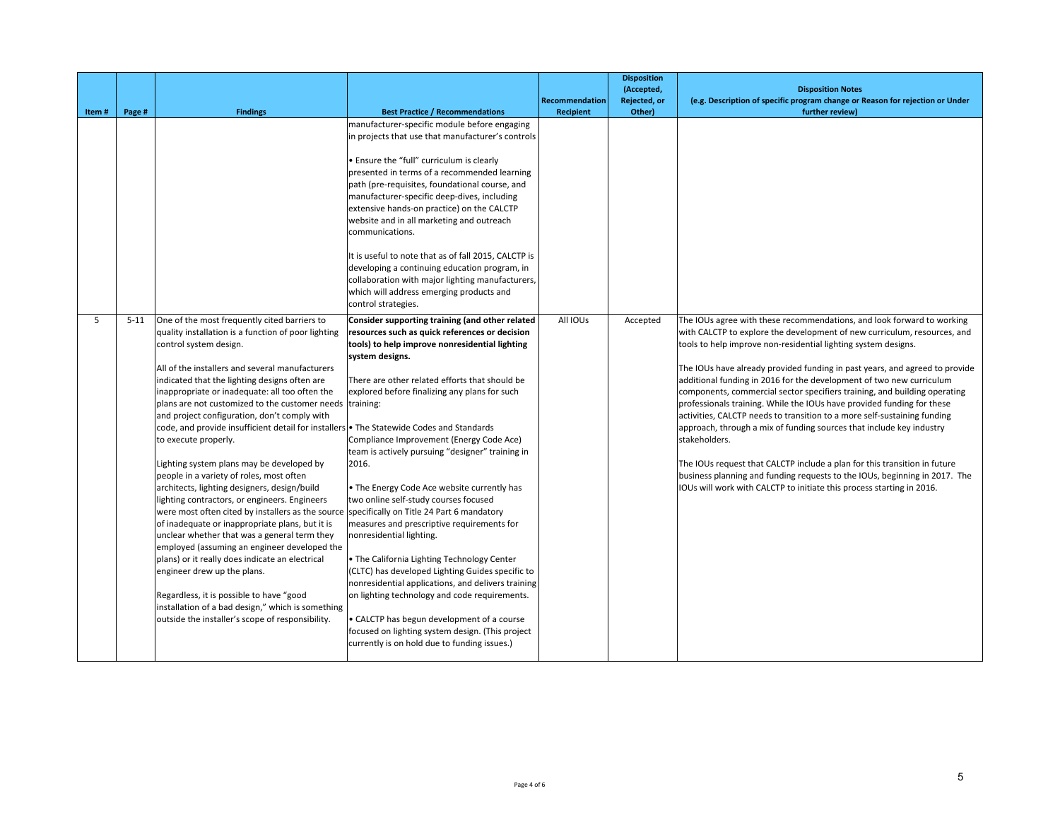| Item # | Page # | Findings | Best Practice / Recommendations | Recommendation Recipient | Disposition (Accepted, Rejected, or Other) | Disposition Notes (e.g. Description of specific program change or Reason for rejection or Under further review) |
|---|---|---|---|---|---|---|
| | | | manufacturer-specific module before engaging in projects that use that manufacturer's controls<br><br>• Ensure the "full" curriculum is clearly presented in terms of a recommended learning path (pre-requisites, foundational course, and manufacturer-specific deep-dives, including extensive hands-on practice) on the CALCTP website and in all marketing and outreach communications.<br><br>It is useful to note that as of fall 2015, CALCTP is developing a continuing education program, in collaboration with major lighting manufacturers, which will address emerging products and control strategies. | | | |
| 5 | 5-11 | One of the most frequently cited barriers to quality installation is a function of poor lighting control system design.<br><br>All of the installers and several manufacturers indicated that the lighting designs often are inappropriate or inadequate: all too often the plans are not customized to the customer needs and project configuration, don't comply with code, and provide insufficient detail for installers to execute properly.<br><br>Lighting system plans may be developed by people in a variety of roles, most often architects, lighting designers, design/build lighting contractors, or engineers. Engineers were most often cited by installers as the source of inadequate or inappropriate plans, but it is unclear whether that was a general term they employed (assuming an engineer developed the plans) or it really does indicate an electrical engineer drew up the plans.<br><br>Regardless, it is possible to have "good installation of a bad design," which is something outside the installer's scope of responsibility. | **Consider supporting training (and other related resources such as quick references or decision tools) to help improve nonresidential lighting system designs.**<br><br>There are other related efforts that should be explored before finalizing any plans for such training:<br><br>• The Statewide Codes and Standards Compliance Improvement (Energy Code Ace) team is actively pursuing "designer" training in 2016.<br><br>• The Energy Code Ace website currently has two online self-study courses focused specifically on Title 24 Part 6 mandatory measures and prescriptive requirements for nonresidential lighting.<br><br>• The California Lighting Technology Center (CLTC) has developed Lighting Guides specific to nonresidential applications, and delivers training on lighting technology and code requirements.<br><br>• CALCTP has begun development of a course focused on lighting system design. (This project currently is on hold due to funding issues.) | All IOUs | Accepted | The IOUs agree with these recommendations, and look forward to working with CALCTP to explore the development of new curriculum, resources, and tools to help improve non-residential lighting system designs.<br><br>The IOUs have already provided funding in past years, and agreed to provide additional funding in 2016 for the development of two new curriculum components, commercial sector specifiers training, and building operating professionals training. While the IOUs have provided funding for these activities, CALCTP needs to transition to a more self-sustaining funding approach, through a mix of funding sources that include key industry stakeholders.<br><br>The IOUs request that CALCTP include a plan for this transition in future business planning and funding requests to the IOUs, beginning in 2017. The IOUs will work with CALCTP to initiate this process starting in 2016. |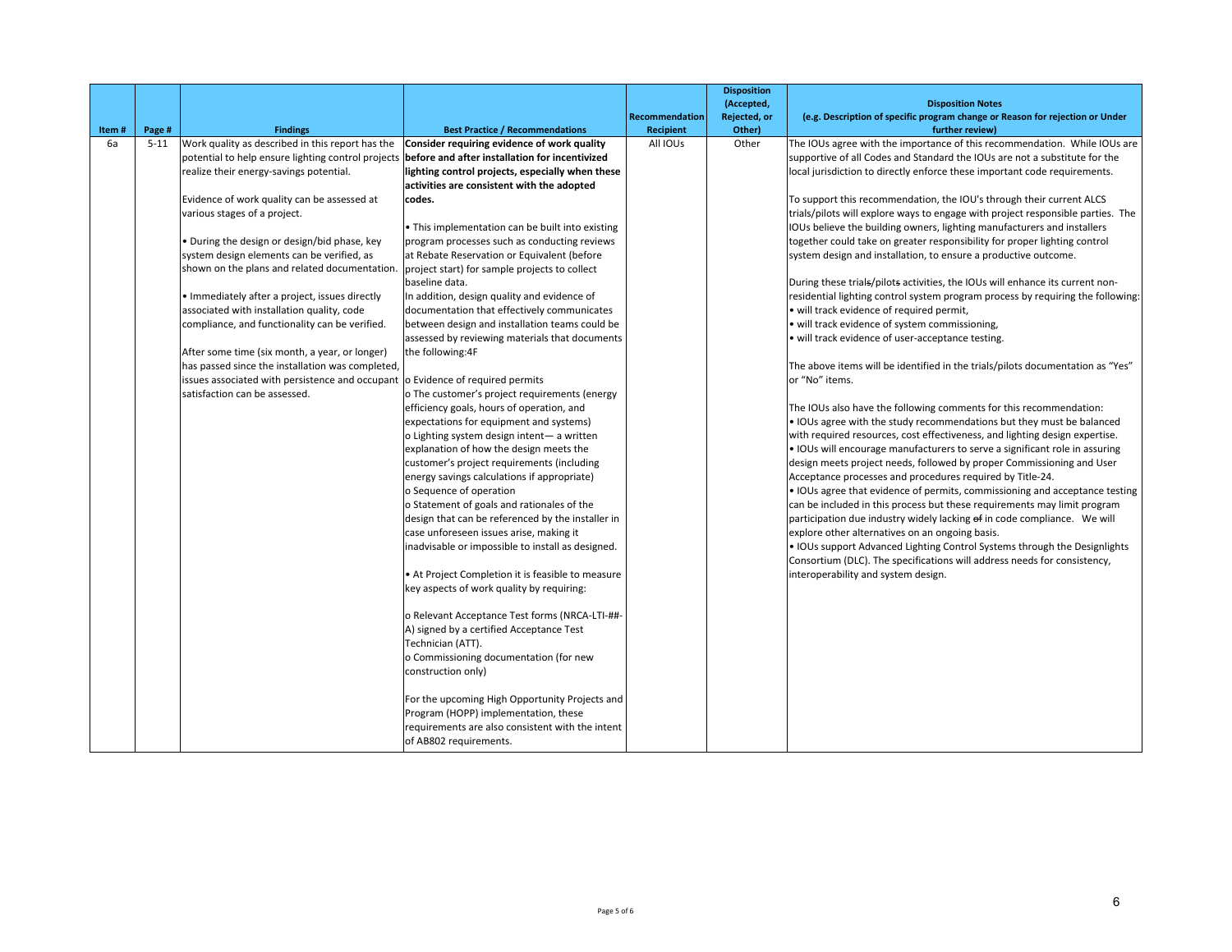| Item # | Page # | Findings | Best Practice / Recommendations | Recommendation Recipient | Disposition (Accepted, Rejected, or Other) | Disposition Notes (e.g. Description of specific program change or Reason for rejection or Under further review) |
|---|---|---|---|---|---|---|
| 6a | 5-11 | Work quality as described in this report has the potential to help ensure lighting control projects realize their energy-savings potential.<br><br>Evidence of work quality can be assessed at various stages of a project.<br><br>• During the design or design/bid phase, key system design elements can be verified, as shown on the plans and related documentation.<br><br>• Immediately after a project, issues directly associated with installation quality, code compliance, and functionality can be verified.<br><br>After some time (six month, a year, or longer) has passed since the installation was completed, issues associated with persistence and occupant satisfaction can be assessed. | **Consider requiring evidence of work quality before and after installation for incentivized lighting control projects, especially when these activities are consistent with the adopted codes.**<br><br>• This implementation can be built into existing program processes such as conducting reviews at Rebate Reservation or Equivalent (before project start) for sample projects to collect baseline data.<br>In addition, design quality and evidence of documentation that effectively communicates between design and installation teams could be assessed by reviewing materials that documents the following:4F<br><br>o Evidence of required permits<br>o The customer's project requirements (energy efficiency goals, hours of operation, and expectations for equipment and systems)<br>o Lighting system design intent— a written explanation of how the design meets the customer's project requirements (including energy savings calculations if appropriate)<br>o Sequence of operation<br>o Statement of goals and rationales of the design that can be referenced by the installer in case unforeseen issues arise, making it inadvisable or impossible to install as designed.<br><br>• At Project Completion it is feasible to measure key aspects of work quality by requiring:<br><br>o Relevant Acceptance Test forms (NRCA-LTI-##-A) signed by a certified Acceptance Test Technician (ATT).<br>o Commissioning documentation (for new construction only)<br><br>For the upcoming High Opportunity Projects and Program (HOPP) implementation, these requirements are also consistent with the intent of AB802 requirements. | All IOUs | Other | The IOUs agree with the importance of this recommendation. While IOUs are supportive of all Codes and Standard the IOUs are not a substitute for the local jurisdiction to directly enforce these important code requirements.<br><br>To support this recommendation, the IOU's through their current ALCS trials/pilots will explore ways to engage with project responsible parties. The IOUs believe the building owners, lighting manufacturers and installers together could take on greater responsibility for proper lighting control system design and installation, to ensure a productive outcome.<br><br>During these ~~trials~~/~~pilots~~ activities, the IOUs will enhance its current non-residential lighting control system program process by requiring the following:<br>• will track evidence of required permit,<br>• will track evidence of system commissioning,<br>• will track evidence of user-acceptance testing.<br><br>The above items will be identified in the trials/pilots documentation as "Yes" or "No" items.<br><br>The IOUs also have the following comments for this recommendation:<br>• IOUs agree with the study recommendations but they must be balanced with required resources, cost effectiveness, and lighting design expertise.<br>• IOUs will encourage manufacturers to serve a significant role in assuring design meets project needs, followed by proper Commissioning and User Acceptance processes and procedures required by Title-24.<br>• IOUs agree that evidence of permits, commissioning and acceptance testing can be included in this process but these requirements may limit program participation due industry widely lacking ~~of~~ in code compliance. We will explore other alternatives on an ongoing basis.<br>• IOUs support Advanced Lighting Control Systems through the Designlights Consortium (DLC). The specifications will address needs for consistency, interoperability and system design. |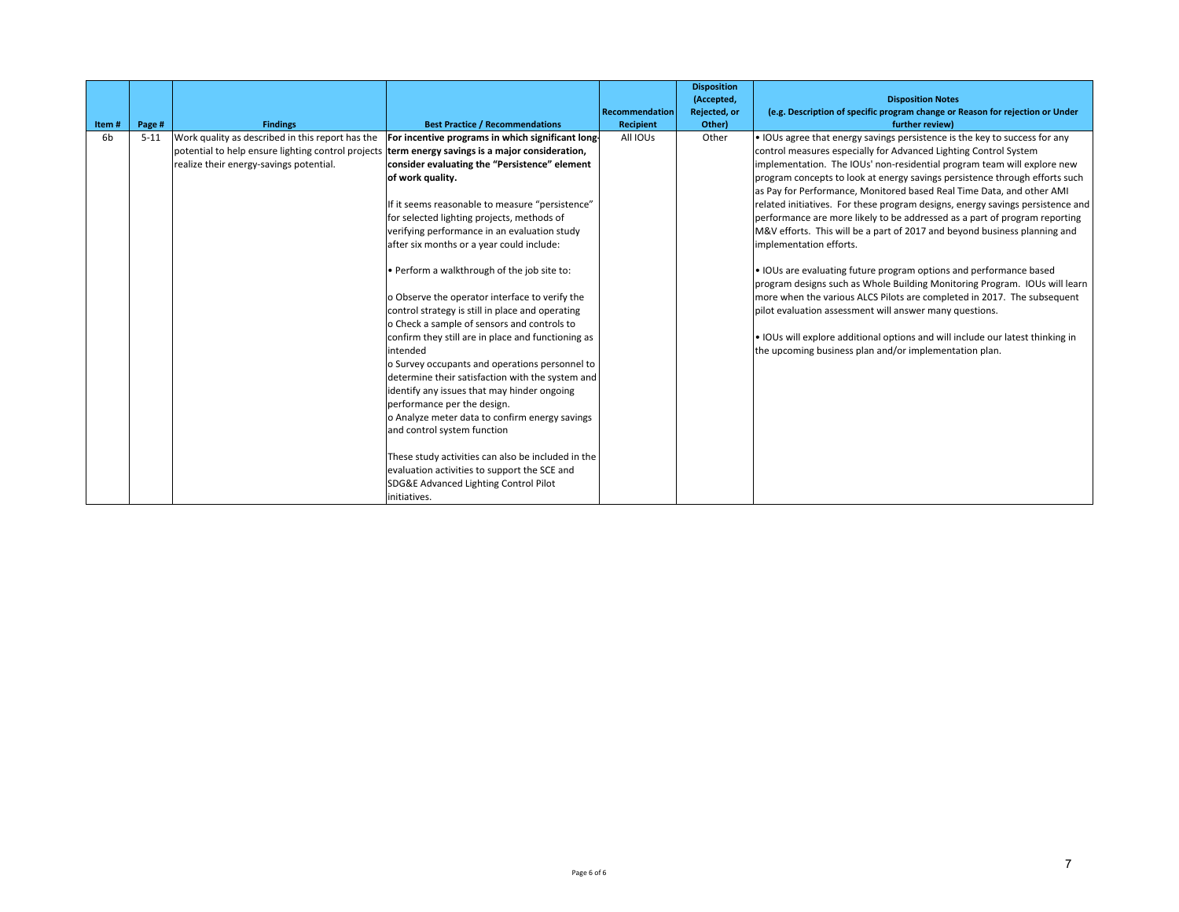| Item # | Page # | Findings | Best Practice / Recommendations | Recommendation Recipient | Disposition (Accepted, Rejected, or Other) | Disposition Notes (e.g. Description of specific program change or Reason for rejection or Under further review) |
|---|---|---|---|---|---|---|
| 6b | 5-11 | Work quality as described in this report has the potential to help ensure lighting control projects realize their energy-savings potential. | **For incentive programs in which significant long-term energy savings is a major consideration, consider evaluating the "Persistence" element of work quality.**<br><br>If it seems reasonable to measure "persistence" for selected lighting projects, methods of verifying performance in an evaluation study after six months or a year could include:<br><br>• Perform a walkthrough of the job site to:<br><br>o Observe the operator interface to verify the control strategy is still in place and operating<br>o Check a sample of sensors and controls to confirm they still are in place and functioning as intended<br>o Survey occupants and operations personnel to determine their satisfaction with the system and identify any issues that may hinder ongoing performance per the design.<br>o Analyze meter data to confirm energy savings and control system function<br><br>These study activities can also be included in the evaluation activities to support the SCE and SDG&E Advanced Lighting Control Pilot initiatives. | All IOUs | Other | • IOUs agree that energy savings persistence is the key to success for any control measures especially for Advanced Lighting Control System implementation. The IOUs' non-residential program team will explore new program concepts to look at energy savings persistence through efforts such as Pay for Performance, Monitored based Real Time Data, and other AMI related initiatives. For these program designs, energy savings persistence and performance are more likely to be addressed as a part of program reporting M&V efforts. This will be a part of 2017 and beyond business planning and implementation efforts.<br><br>• IOUs are evaluating future program options and performance based program designs such as Whole Building Monitoring Program. IOUs will learn more when the various ALCS Pilots are completed in 2017. The subsequent pilot evaluation assessment will answer many questions.<br><br>• IOUs will explore additional options and will include our latest thinking in the upcoming business plan and/or implementation plan. |